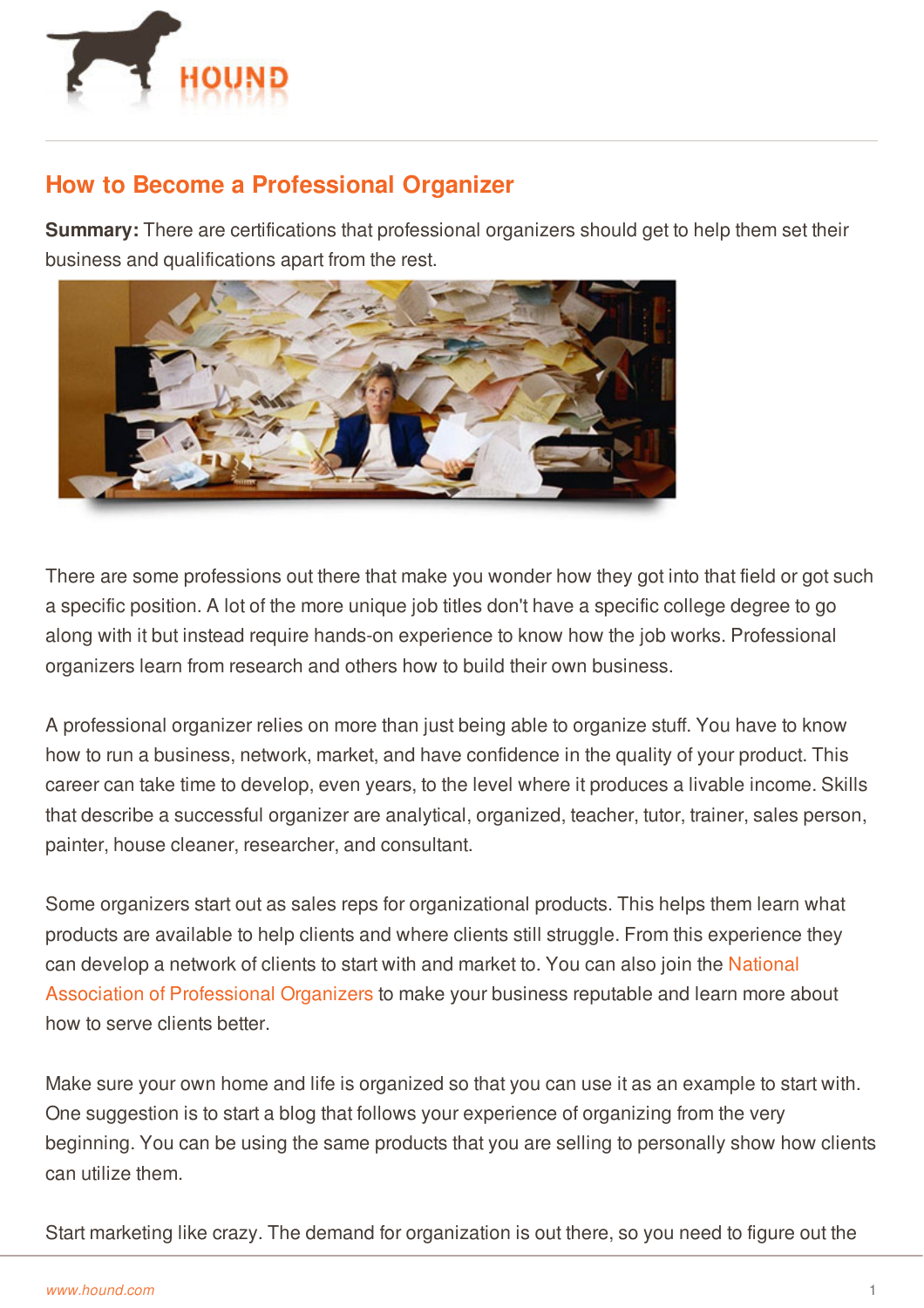## How to Become a Professional Organizer

**Summary:** There are certifications that professional organizers should get to help them set their business and qualifications apart from the rest.

There are some professions out there that make you wonder how they got into that field or got such a specific position. A lot of the more unique job titles don't have a specific college degree to go along with it but instead require hands-on experience to know how the job works. Professional organizers learn from research and others how to build their own business.

A professional organizer relies on more than just being able to organize stuff. You have to know how to run a business, network, market, and have confidence in the quality of your product. This career can take time to develop, even years, to the level where it produces a livable income. Skills that describe a successful organizer are analytical, organized, teacher, tutor, trainer, sales person, painter, house cleaner, researcher, and consultant.

Some organizers start out as sales reps for organizational products. This helps them learn what products are available to help clients and where clients still struggle. From this experience they can develop a network of clients to start with and market to. You can also join the National Association of Professional Organizers to make your business reputable and learn more about how to serve clients better.

Make sure your own home and life is organized so that you can use it as an example to start with. One suggestion is to start a blog that follows your experience of organizing from the very beginning. You can be using the same products that you are selling to personally show how clients can utilize them.

Start marketing like crazy. The demand for organization is out there, so you need to figure out the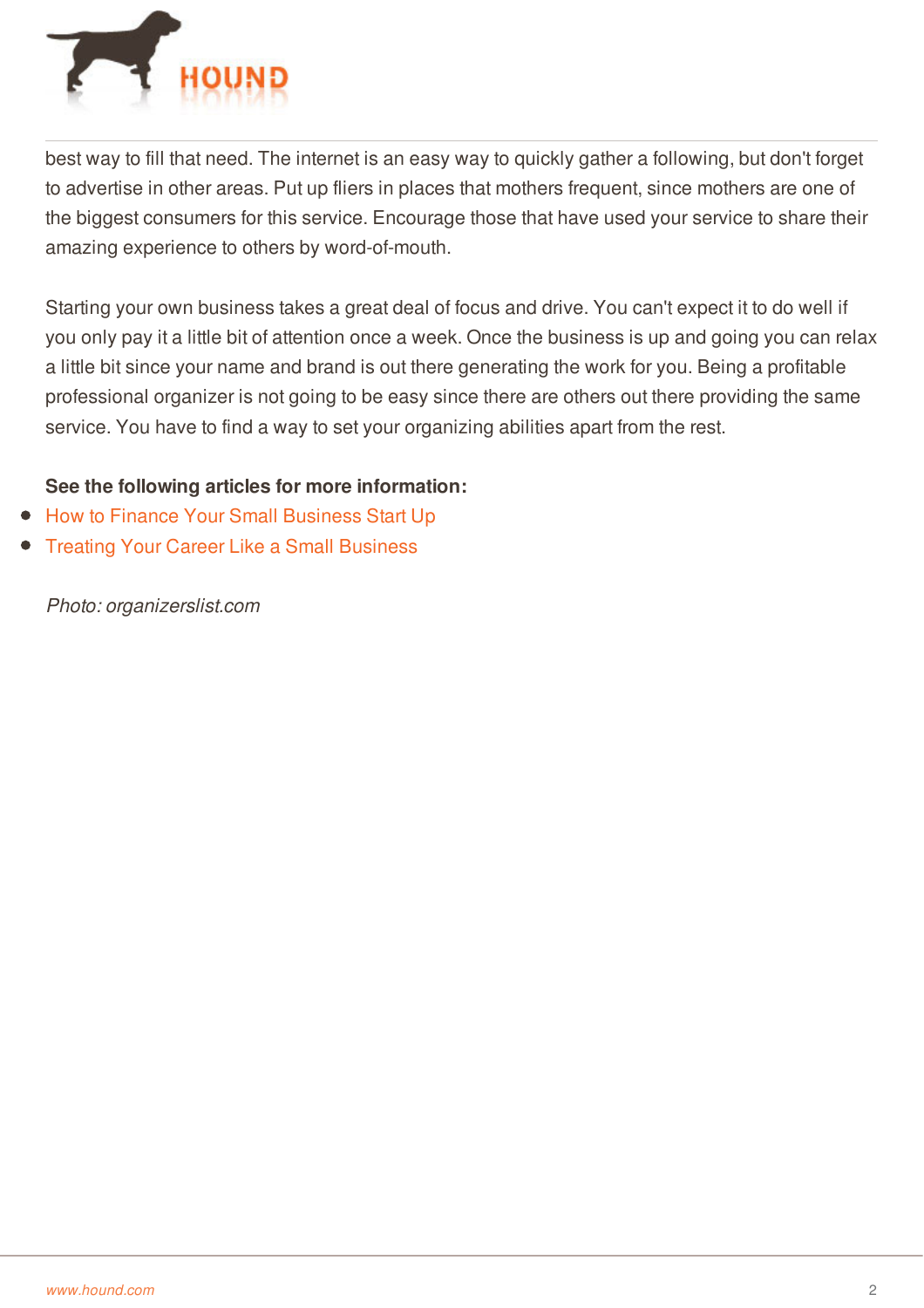best way to fill that need. The internet is an easy way to quickly gather a following, but don't forget to advertise in other areas. Put up fliers in places that mothers frequent, since mothers are one of the biggest consumers for this service. Encourage those that have used your service to share their amazing experience to others by word-of-mouth.

Starting your own business takes a great deal of focus and drive. You can't expect it to do well if you only pay it a little bit of attention once a week. Once the business is up and going you can relax a little bit since your name and brand is out there generating the work for you. Being a profitable professional organizer is not going to be easy since there are others out there providing the same service. You have to find a way to set your organizing abilities apart from the rest.

**See the following articles for more information:**

- How to Finance Your Small Business Start Up
- Treating Your Career Like a Small Business

*Photo: organizerslist.com*